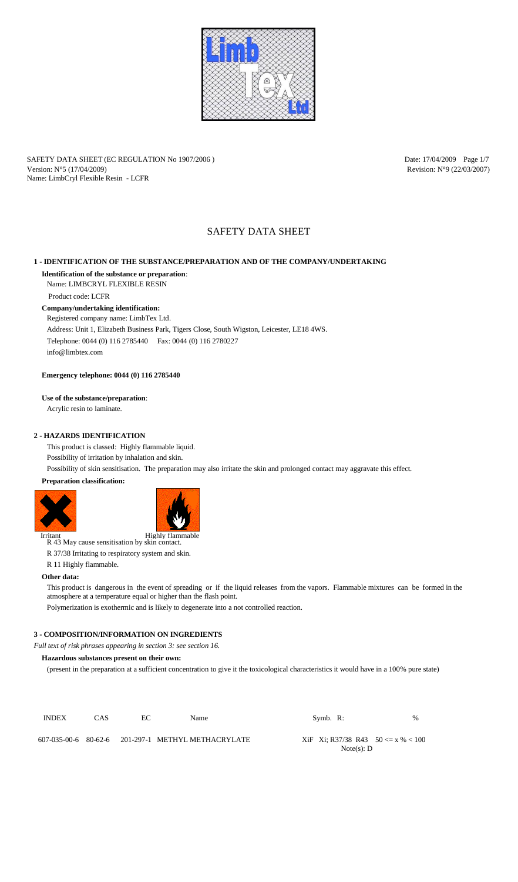SAFETY DATA SHEET (EC REGULATION No 1907/2006 )
Version: N°5 (17/04/2009)
Name: LimbCryl Flexible Resin - LCFR

Date: 17/04/2009
Revision: N°9 (22/03/2007)

# SAFETY DATA SHEET

## 1 - IDENTIFICATION OF THE SUBSTANCE/PREPARATION AND OF THE COMPANY/UNDERTAKING

**Identification of the substance or preparation**:

Name: LIMBCRYL FLEXIBLE RESIN

Product code: LCFR

**Company/undertaking identification:**

Registered company name: LimbTex Ltd.

Address: Unit 1, Elizabeth Business Park, Tigers Close, South Wigston, Leicester, LE18 4WS.

Telephone: 0044 (0) 116 2785440 Fax: 0044 (0) 116 2780227

info@limbtex.com

**Emergency telephone: 0044 (0) 116 2785440**

**Use of the substance/preparation**:

Acrylic resin to laminate.

## 2 - HAZARDS IDENTIFICATION

This product is classed: Highly flammable liquid.

Possibility of irritation by inhalation and skin.

Possibility of skin sensitisation. The preparation may also irritate the skin and prolonged contact may aggravate this effect.

**Preparation classification:**

Irritant

Highly flammable

R 43 May cause sensitisation by skin contact.

R 37/38 Irritating to respiratory system and skin.

R 11 Highly flammable.

**Other data:**

This product is dangerous in the event of spreading or if the liquid releases from the vapors. Flammable mixtures can be formed in the atmosphere at a temperature equal or higher than the flash point.

Polymerization is exothermic and is likely to degenerate into a not controlled reaction.

## 3 - COMPOSITION/INFORMATION ON INGREDIENTS

*Full text of risk phrases appearing in section 3: see section 16.*

**Hazardous substances present on their own:**

(present in the preparation at a sufficient concentration to give it the toxicological characteristics it would have in a 100% pure state)

| INDEX | CAS | EC | Name | Symb. | R: | % |
|---|---|---|---|---|---|---|
| 607-035-00-6 | 80-62-6 | 201-297-1 | METHYL METHACRYLATE | XiF | Xi; R37/38 R43<br>Note(s): D | 50 <= x % < 100 |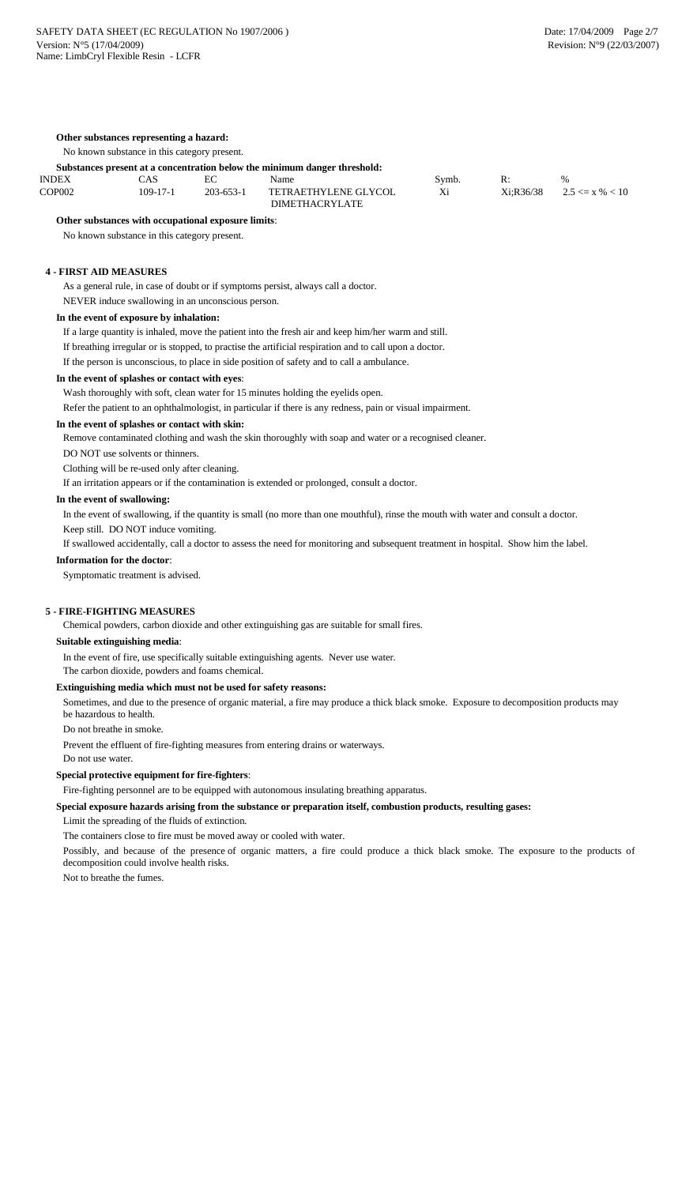**Other substances representing a hazard:**

No known substance in this category present.

**Substances present at a concentration below the minimum danger threshold:**

| INDEX | CAS | EC | Name | Symb. | R: | % |
|---|---|---|---|---|---|---|
| COP002 | 109-17-1 | 203-653-1 | TETRAETHYLENE GLYCOL DIMETHACRYLATE | Xi | Xi;R36/38 | 2.5 <= x % < 10 |

**Other substances with occupational exposure limits**:

No known substance in this category present.

## 4 - FIRST AID MEASURES

As a general rule, in case of doubt or if symptoms persist, always call a doctor.

NEVER induce swallowing in an unconscious person.

**In the event of exposure by inhalation:**

If a large quantity is inhaled, move the patient into the fresh air and keep him/her warm and still.

If breathing irregular or is stopped, to practise the artificial respiration and to call upon a doctor.

If the person is unconscious, to place in side position of safety and to call a ambulance.

**In the event of splashes or contact with eyes**:

Wash thoroughly with soft, clean water for 15 minutes holding the eyelids open.

Refer the patient to an ophthalmologist, in particular if there is any redness, pain or visual impairment.

**In the event of splashes or contact with skin:**

Remove contaminated clothing and wash the skin thoroughly with soap and water or a recognised cleaner.

DO NOT use solvents or thinners.

Clothing will be re-used only after cleaning.

If an irritation appears or if the contamination is extended or prolonged, consult a doctor.

**In the event of swallowing:**

In the event of swallowing, if the quantity is small (no more than one mouthful), rinse the mouth with water and consult a doctor.

Keep still. DO NOT induce vomiting.

If swallowed accidentally, call a doctor to assess the need for monitoring and subsequent treatment in hospital. Show him the label.

**Information for the doctor**:

Symptomatic treatment is advised.

## 5 - FIRE-FIGHTING MEASURES

Chemical powders, carbon dioxide and other extinguishing gas are suitable for small fires.

**Suitable extinguishing media**:

In the event of fire, use specifically suitable extinguishing agents. Never use water.

The carbon dioxide, powders and foams chemical.

**Extinguishing media which must not be used for safety reasons:**

Sometimes, and due to the presence of organic material, a fire may produce a thick black smoke. Exposure to decomposition products may be hazardous to health.

Do not breathe in smoke.

Prevent the effluent of fire-fighting measures from entering drains or waterways.

Do not use water.

**Special protective equipment for fire-fighters**:

Fire-fighting personnel are to be equipped with autonomous insulating breathing apparatus.

**Special exposure hazards arising from the substance or preparation itself, combustion products, resulting gases:**

Limit the spreading of the fluids of extinction.

The containers close to fire must be moved away or cooled with water.

Possibly, and because of the presence of organic matters, a fire could produce a thick black smoke. The exposure to the products of decomposition could involve health risks.

Not to breathe the fumes.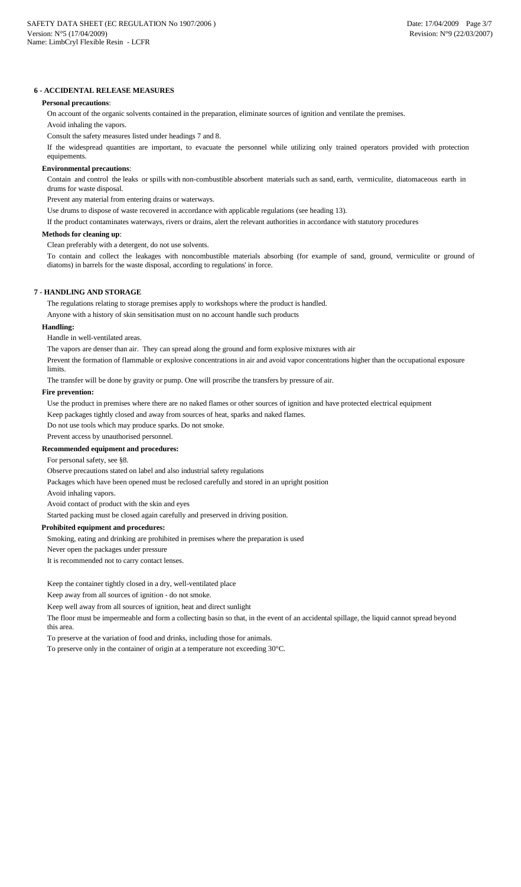## 6 - ACCIDENTAL RELEASE MEASURES

**Personal precautions**:

On account of the organic solvents contained in the preparation, eliminate sources of ignition and ventilate the premises.

Avoid inhaling the vapors.

Consult the safety measures listed under headings 7 and 8.

If the widespread quantities are important, to evacuate the personnel while utilizing only trained operators provided with protection equipements.

**Environmental precautions**:

Contain and control the leaks or spills with non-combustible absorbent materials such as sand, earth, vermiculite, diatomaceous earth in drums for waste disposal.

Prevent any material from entering drains or waterways.

Use drums to dispose of waste recovered in accordance with applicable regulations (see heading 13).

If the product contaminates waterways, rivers or drains, alert the relevant authorities in accordance with statutory procedures

**Methods for cleaning up**:

Clean preferably with a detergent, do not use solvents.

To contain and collect the leakages with noncombustible materials absorbing (for example of sand, ground, vermiculite or ground of diatoms) in barrels for the waste disposal, according to regulations' in force.

## 7 - HANDLING AND STORAGE

The regulations relating to storage premises apply to workshops where the product is handled.

Anyone with a history of skin sensitisation must on no account handle such products

**Handling:**

Handle in well-ventilated areas.

The vapors are denser than air. They can spread along the ground and form explosive mixtures with air

Prevent the formation of flammable or explosive concentrations in air and avoid vapor concentrations higher than the occupational exposure limits.

The transfer will be done by gravity or pump. One will proscribe the transfers by pressure of air.

**Fire prevention:**

Use the product in premises where there are no naked flames or other sources of ignition and have protected electrical equipment

Keep packages tightly closed and away from sources of heat, sparks and naked flames.

Do not use tools which may produce sparks. Do not smoke.

Prevent access by unauthorised personnel.

**Recommended equipment and procedures:**

For personal safety, see §8.

Observe precautions stated on label and also industrial safety regulations

Packages which have been opened must be reclosed carefully and stored in an upright position

Avoid inhaling vapors.

Avoid contact of product with the skin and eyes

Started packing must be closed again carefully and preserved in driving position.

**Prohibited equipment and procedures:**

Smoking, eating and drinking are prohibited in premises where the preparation is used

Never open the packages under pressure

It is recommended not to carry contact lenses.

Keep the container tightly closed in a dry, well-ventilated place

Keep away from all sources of ignition - do not smoke.

Keep well away from all sources of ignition, heat and direct sunlight

The floor must be impermeable and form a collecting basin so that, in the event of an accidental spillage, the liquid cannot spread beyond this area.

To preserve at the variation of food and drinks, including those for animals.

To preserve only in the container of origin at a temperature not exceeding 30°C.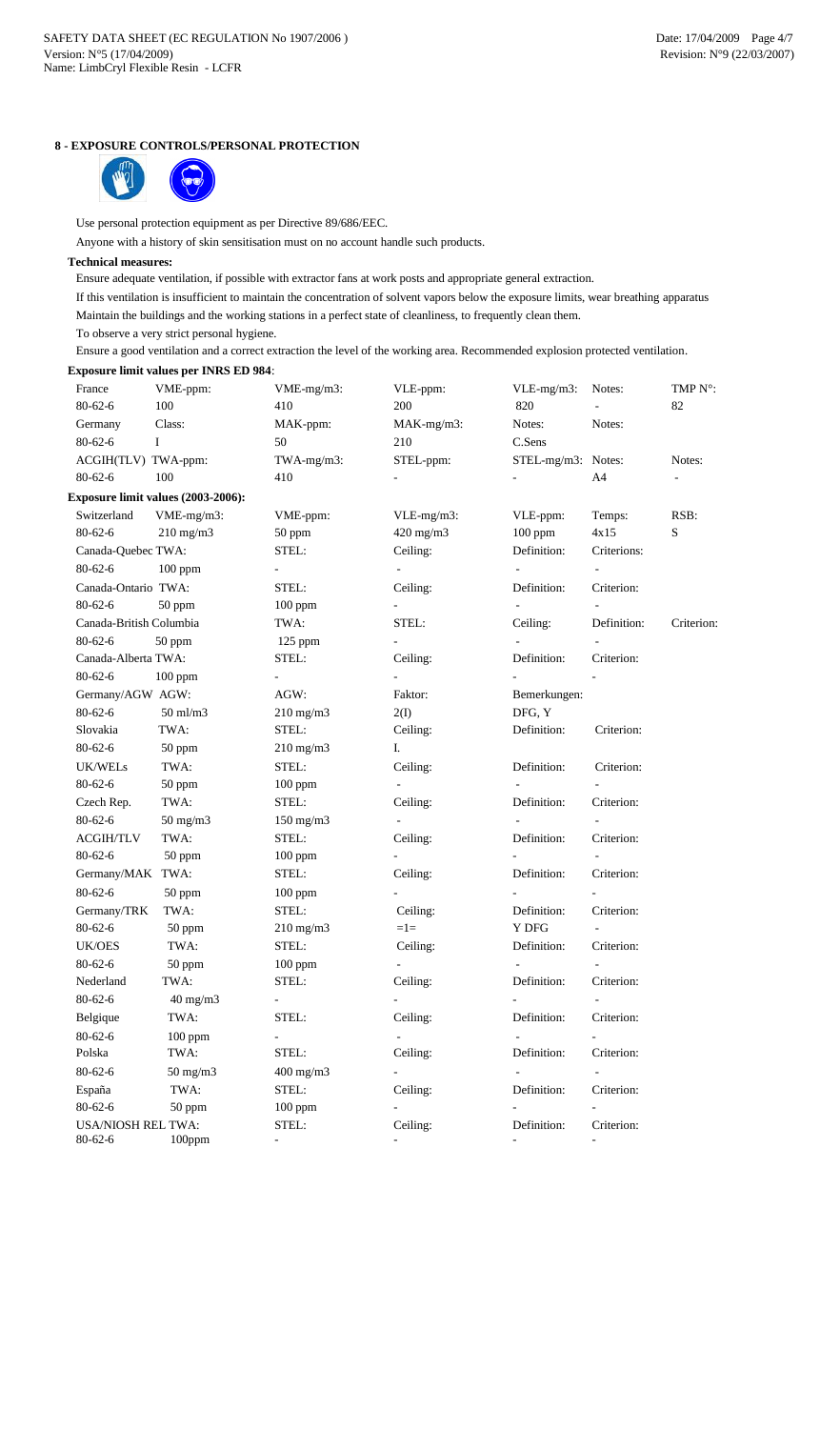## 8 - EXPOSURE CONTROLS/PERSONAL PROTECTION

Use personal protection equipment as per Directive 89/686/EEC.

Anyone with a history of skin sensitisation must on no account handle such products.

**Technical measures:**

Ensure adequate ventilation, if possible with extractor fans at work posts and appropriate general extraction.

If this ventilation is insufficient to maintain the concentration of solvent vapors below the exposure limits, wear breathing apparatus

Maintain the buildings and the working stations in a perfect state of cleanliness, to frequently clean them.

To observe a very strict personal hygiene.

Ensure a good ventilation and a correct extraction the level of the working area. Recommended explosion protected ventilation.

**Exposure limit values per INRS ED 984**:

| France | VME-ppm: | VME-mg/m3: | VLE-ppm: | VLE-mg/m3: | Notes: | TMP N°: |
|---|---|---|---|---|---|---|
| 80-62-6 | 100 | 410 | 200 | 820 | - | 82 |
| Germany | Class: | MAK-ppm: | MAK-mg/m3: | Notes: | Notes: | |
| 80-62-6 | I | 50 | 210 | C.Sens | | |
| ACGIH(TLV) | TWA-ppm: | TWA-mg/m3: | STEL-ppm: | STEL-mg/m3: | Notes: | Notes: |
| 80-62-6 | 100 | 410 | - | - | A4 | - |

**Exposure limit values (2003-2006):**

| Switzerland | VME-mg/m3: | VME-ppm: | VLE-mg/m3: | VLE-ppm: | Temps: | RSB: |
|---|---|---|---|---|---|---|
| 80-62-6 | 210 mg/m3 | 50 ppm | 420 mg/m3 | 100 ppm | 4x15 | S |
| Canada-Quebec | TWA: | STEL: | Ceiling: | Definition: | Criterions: | |
| 80-62-6 | 100 ppm | - | - | - | - | |
| Canada-Ontario | TWA: | STEL: | Ceiling: | Definition: | Criterion: | |
| 80-62-6 | 50 ppm | 100 ppm | - | - | - | |
| Canada-British Columbia | | TWA: | STEL: | Ceiling: | Definition: | Criterion: |
| 80-62-6 | 50 ppm | 125 ppm | - | - | - | |
| Canada-Alberta | TWA: | STEL: | Ceiling: | Definition: | Criterion: | |
| 80-62-6 | 100 ppm | - | - | - | - | |
| Germany/AGW | AGW: | AGW: | Faktor: | Bemerkungen: | | |
| 80-62-6 | 50 ml/m3 | 210 mg/m3 | 2(I) | DFG, Y | | |
| Slovakia | TWA: | STEL: | Ceiling: | Definition: | Criterion: | |
| 80-62-6 | 50 ppm | 210 mg/m3 | I. | | | |
| UK/WELs | TWA: | STEL: | Ceiling: | Definition: | Criterion: | |
| 80-62-6 | 50 ppm | 100 ppm | - | - | - | |
| Czech Rep. | TWA: | STEL: | Ceiling: | Definition: | Criterion: | |
| 80-62-6 | 50 mg/m3 | 150 mg/m3 | - | - | - | |
| ACGIH/TLV | TWA: | STEL: | Ceiling: | Definition: | Criterion: | |
| 80-62-6 | 50 ppm | 100 ppm | - | - | - | |
| Germany/MAK | TWA: | STEL: | Ceiling: | Definition: | Criterion: | |
| 80-62-6 | 50 ppm | 100 ppm | - | - | - | |
| Germany/TRK | TWA: | STEL: | Ceiling: | Definition: | Criterion: | |
| 80-62-6 | 50 ppm | 210 mg/m3 | =1= | Y DFG | - | |
| UK/OES | TWA: | STEL: | Ceiling: | Definition: | Criterion: | |
| 80-62-6 | 50 ppm | 100 ppm | - | - | - | |
| Nederland | TWA: | STEL: | Ceiling: | Definition: | Criterion: | |
| 80-62-6 | 40 mg/m3 | - | - | - | - | |
| Belgique | TWA: | STEL: | Ceiling: | Definition: | Criterion: | |
| 80-62-6 | 100 ppm | - | - | - | - | |
| Polska | TWA: | STEL: | Ceiling: | Definition: | Criterion: | |
| 80-62-6 | 50 mg/m3 | 400 mg/m3 | - | - | - | |
| España | TWA: | STEL: | Ceiling: | Definition: | Criterion: | |
| 80-62-6 | 50 ppm | 100 ppm | - | - | - | |
| USA/NIOSH REL | TWA: | STEL: | Ceiling: | Definition: | Criterion: | |
| 80-62-6 | 100ppm | - | - | - | - | |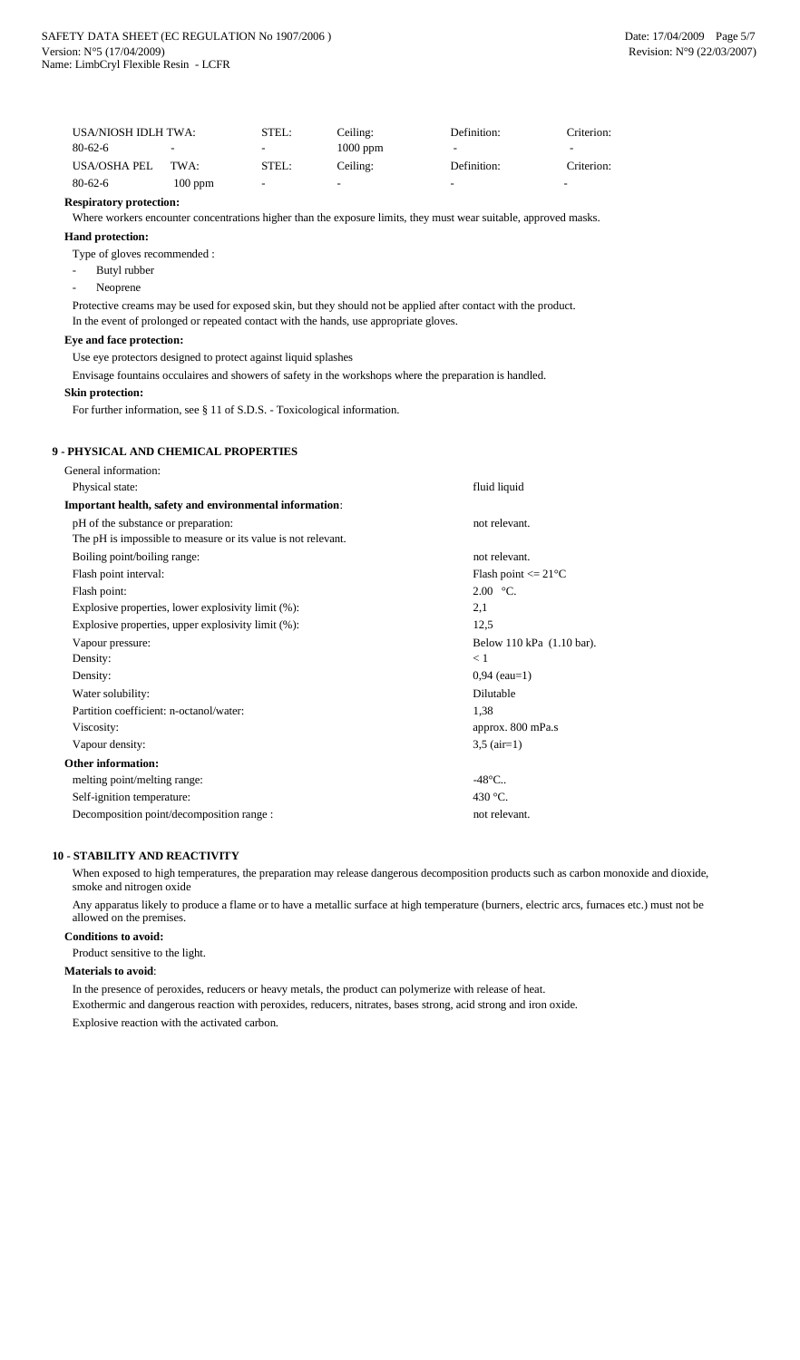| USA/NIOSH IDLH | TWA: | STEL: | Ceiling: | Definition: | Criterion: |
|---|---|---|---|---|---|
| 80-62-6 | - | - | 1000 ppm | - | - |
| USA/OSHA PEL | TWA: | STEL: | Ceiling: | Definition: | Criterion: |
| 80-62-6 | 100 ppm | - | - | - | - |

**Respiratory protection:**

Where workers encounter concentrations higher than the exposure limits, they must wear suitable, approved masks.

**Hand protection:**

Type of gloves recommended :

- Butyl rubber
- Neoprene

Protective creams may be used for exposed skin, but they should not be applied after contact with the product.
In the event of prolonged or repeated contact with the hands, use appropriate gloves.

**Eye and face protection:**

Use eye protectors designed to protect against liquid splashes

Envisage fountains occulaires and showers of safety in the workshops where the preparation is handled.

**Skin protection:**

For further information, see § 11 of S.D.S. - Toxicological information.

## 9 - PHYSICAL AND CHEMICAL PROPERTIES

General information:

| | |
|---|---|
| Physical state: | fluid liquid |
| **Important health, safety and environmental information**: | |
| pH of the substance or preparation: | not relevant. |
| The pH is impossible to measure or its value is not relevant. | |
| Boiling point/boiling range: | not relevant. |
| Flash point interval: | Flash point <= 21°C |
| Flash point: | 2.00 °C. |
| Explosive properties, lower explosivity limit (%): | 2,1 |
| Explosive properties, upper explosivity limit (%): | 12,5 |
| Vapour pressure: | Below 110 kPa (1.10 bar). |
| Density: | < 1 |
| Density: | 0,94 (eau=1) |
| Water solubility: | Dilutable |
| Partition coefficient: n-octanol/water: | 1,38 |
| Viscosity: | approx. 800 mPa.s |
| Vapour density: | 3,5 (air=1) |
| **Other information:** | |
| melting point/melting range: | -48°C.. |
| Self-ignition temperature: | 430 °C. |
| Decomposition point/decomposition range : | not relevant. |

## 10 - STABILITY AND REACTIVITY

When exposed to high temperatures, the preparation may release dangerous decomposition products such as carbon monoxide and dioxide, smoke and nitrogen oxide

Any apparatus likely to produce a flame or to have a metallic surface at high temperature (burners, electric arcs, furnaces etc.) must not be allowed on the premises.

**Conditions to avoid:**

Product sensitive to the light.

**Materials to avoid**:

In the presence of peroxides, reducers or heavy metals, the product can polymerize with release of heat.

Exothermic and dangerous reaction with peroxides, reducers, nitrates, bases strong, acid strong and iron oxide.

Explosive reaction with the activated carbon.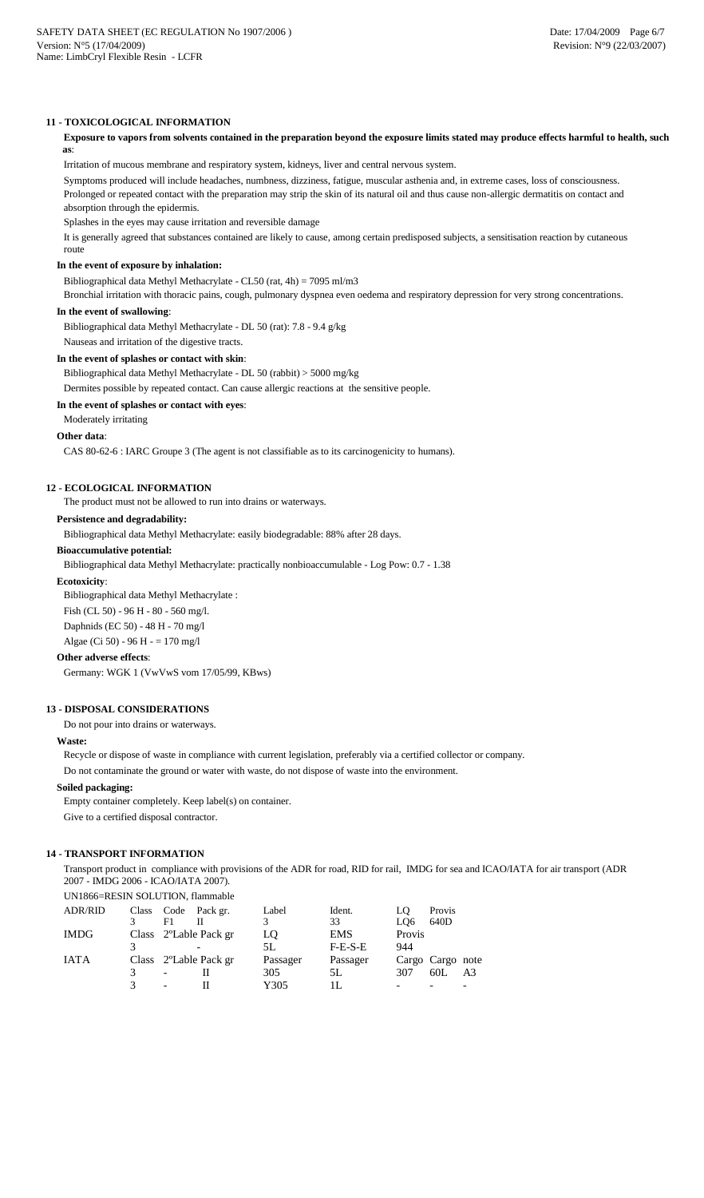## 11 - TOXICOLOGICAL INFORMATION

**Exposure to vapors from solvents contained in the preparation beyond the exposure limits stated may produce effects harmful to health, such as**:

Irritation of mucous membrane and respiratory system, kidneys, liver and central nervous system.

Symptoms produced will include headaches, numbness, dizziness, fatigue, muscular asthenia and, in extreme cases, loss of consciousness.

Prolonged or repeated contact with the preparation may strip the skin of its natural oil and thus cause non-allergic dermatitis on contact and absorption through the epidermis.

Splashes in the eyes may cause irritation and reversible damage

It is generally agreed that substances contained are likely to cause, among certain predisposed subjects, a sensitisation reaction by cutaneous route

### In the event of exposure by inhalation:

Bibliographical data Methyl Methacrylate - CL50 (rat, 4h) = 7095 ml/m3

Bronchial irritation with thoracic pains, cough, pulmonary dyspnea even oedema and respiratory depression for very strong concentrations.

### In the event of swallowing:

Bibliographical data Methyl Methacrylate - DL 50 (rat): 7.8 - 9.4 g/kg

Nauseas and irritation of the digestive tracts.

### In the event of splashes or contact with skin:

Bibliographical data Methyl Methacrylate - DL 50 (rabbit) > 5000 mg/kg

Dermites possible by repeated contact. Can cause allergic reactions at the sensitive people.

### In the event of splashes or contact with eyes:

Moderately irritating

### Other data:

CAS 80-62-6 : IARC Groupe 3 (The agent is not classifiable as to its carcinogenicity to humans).

## 12 - ECOLOGICAL INFORMATION

The product must not be allowed to run into drains or waterways.

### Persistence and degradability:

Bibliographical data Methyl Methacrylate: easily biodegradable: 88% after 28 days.

### Bioaccumulative potential:

Bibliographical data Methyl Methacrylate: practically nonbioaccumulable - Log Pow: 0.7 - 1.38

### Ecotoxicity:

Bibliographical data Methyl Methacrylate :

Fish (CL 50) - 96 H - 80 - 560 mg/l.

Daphnids (EC 50) - 48 H - 70 mg/l

Algae (Ci 50) - 96 H - = 170 mg/l

### Other adverse effects:

Germany: WGK 1 (VwVwS vom 17/05/99, KBws)

## 13 - DISPOSAL CONSIDERATIONS

Do not pour into drains or waterways.

### Waste:

Recycle or dispose of waste in compliance with current legislation, preferably via a certified collector or company.

Do not contaminate the ground or water with waste, do not dispose of waste into the environment.

### Soiled packaging:

Empty container completely. Keep label(s) on container.

Give to a certified disposal contractor.

## 14 - TRANSPORT INFORMATION

Transport product in compliance with provisions of the ADR for road, RID for rail, IMDG for sea and ICAO/IATA for air transport (ADR 2007 - IMDG 2006 - ICAO/IATA 2007).

UN1866=RESIN SOLUTION, flammable

| ADR/RID | Class | Code | Pack gr. | Label | Ident. | LQ | Provis | |
|---|---|---|---|---|---|---|---|---|
| | 3 | F1 | II | 3 | 33 | LQ6 | 640D | |
| IMDG | Class | 2°Lable | Pack gr | LQ | EMS | Provis | | |
| | 3 | | - | 5L | F-E-S-E | 944 | | |
| IATA | Class | 2°Lable | Pack gr | Passager | Passager | Cargo | Cargo | note |
| | 3 | - | II | 305 | 5L | 307 | 60L | A3 |
| | 3 | - | II | Y305 | 1L | - | - | - |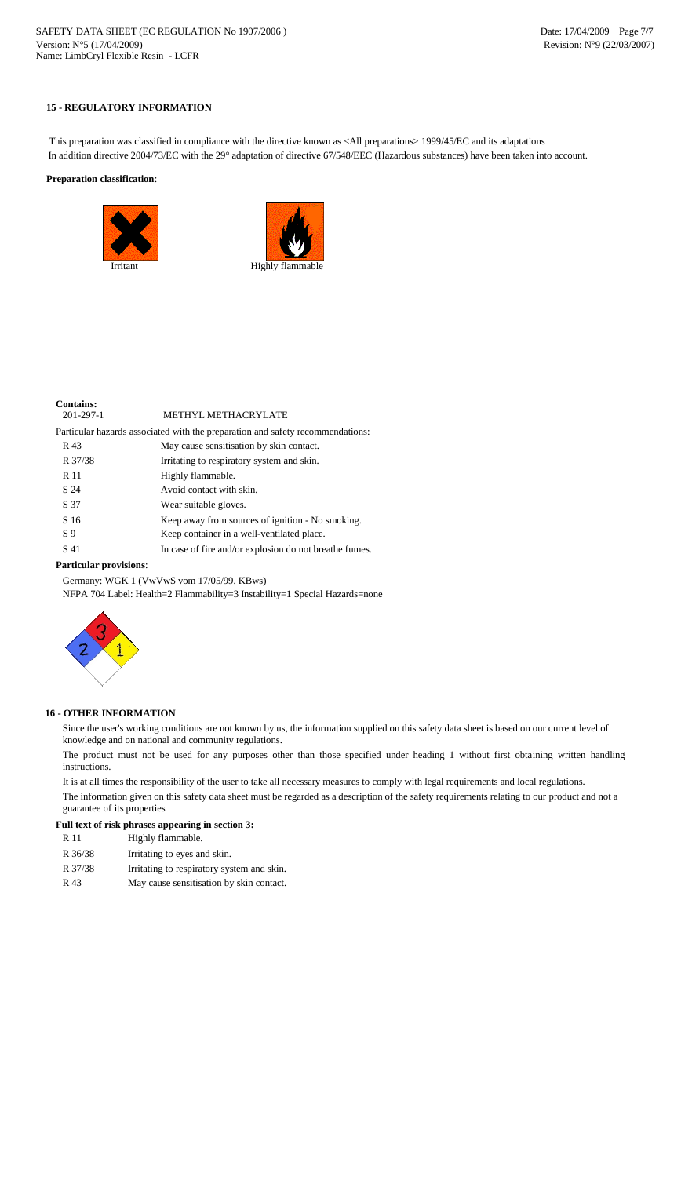## 15 - REGULATORY INFORMATION

This preparation was classified in compliance with the directive known as <All preparations> 1999/45/EC and its adaptations
In addition directive 2004/73/EC with the 29° adaptation of directive 67/548/EEC (Hazardous substances) have been taken into account.

**Preparation classification**:

Irritant

Highly flammable

**Contains:**

| | |
|---|---|
| 201-297-1 | METHYL METHACRYLATE |

Particular hazards associated with the preparation and safety recommendations:

| | |
|---|---|
| R 43 | May cause sensitisation by skin contact. |
| R 37/38 | Irritating to respiratory system and skin. |
| R 11 | Highly flammable. |
| S 24 | Avoid contact with skin. |
| S 37 | Wear suitable gloves. |
| S 16 | Keep away from sources of ignition - No smoking. |
| S 9 | Keep container in a well-ventilated place. |
| S 41 | In case of fire and/or explosion do not breathe fumes. |

**Particular provisions**:

Germany: WGK 1 (VwVwS vom 17/05/99, KBws)

NFPA 704 Label: Health=2 Flammability=3 Instability=1 Special Hazards=none

3
2
1

## 16 - OTHER INFORMATION

Since the user's working conditions are not known by us, the information supplied on this safety data sheet is based on our current level of knowledge and on national and community regulations.

The product must not be used for any purposes other than those specified under heading 1 without first obtaining written handling instructions.

It is at all times the responsibility of the user to take all necessary measures to comply with legal requirements and local regulations.

The information given on this safety data sheet must be regarded as a description of the safety requirements relating to our product and not a guarantee of its properties

**Full text of risk phrases appearing in section 3:**

| | |
|---|---|
| R 11 | Highly flammable. |
| R 36/38 | Irritating to eyes and skin. |
| R 37/38 | Irritating to respiratory system and skin. |
| R 43 | May cause sensitisation by skin contact. |